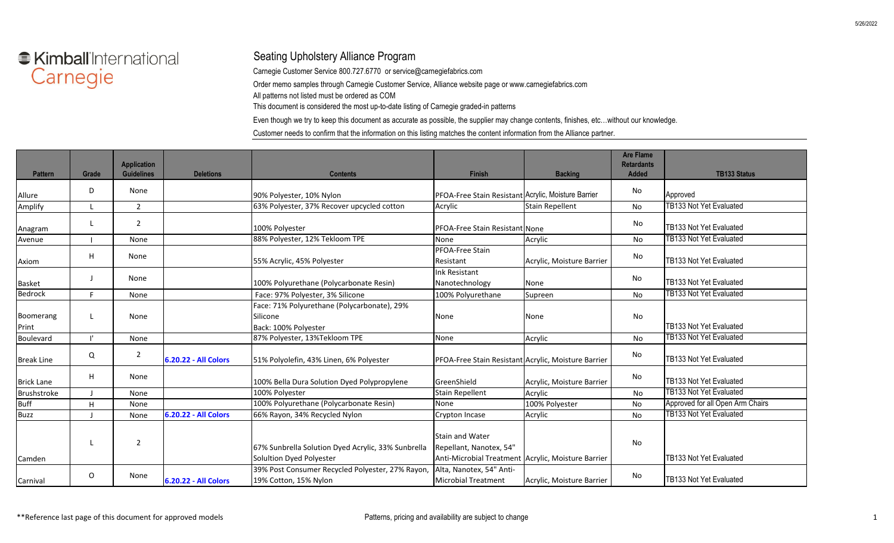Kimball International
Carnegie

# Seating Upholstery Alliance Program

Carnegie Customer Service 800.727.6770 or service@carnegiefabrics.com

Order memo samples through Carnegie Customer Service, Alliance website page or www.carnegiefabrics.com

All patterns not listed must be ordered as COM

This document is considered the most up-to-date listing of Carnegie graded-in patterns

Even though we try to keep this document as accurate as possible, the supplier may change contents, finishes, etc…without our knowledge.

Customer needs to confirm that the information on this listing matches the content information from the Alliance partner.

| Pattern | Grade | Application Guidelines | Deletions | Contents | Finish | Backing | Are Flame Retardants Added | TB133 Status |
|---|---|---|---|---|---|---|---|---|
| Allure | D | None | | 90% Polyester, 10% Nylon | PFOA-Free Stain Resistant | Acrylic, Moisture Barrier | No | Approved |
| Amplify | L | 2 | | 63% Polyester, 37% Recover upcycled cotton | Acrylic | Stain Repellent | No | TB133 Not Yet Evaluated |
| Anagram | L | 2 | | 100% Polyester | PFOA-Free Stain Resistant | None | No | TB133 Not Yet Evaluated |
| Avenue | I | None | | 88% Polyester, 12% Tekloom TPE | None | Acrylic | No | TB133 Not Yet Evaluated |
| Axiom | H | None | | 55% Acrylic, 45% Polyester | PFOA-Free Stain Resistant | Acrylic, Moisture Barrier | No | TB133 Not Yet Evaluated |
| Basket | J | None | | 100% Polyurethane (Polycarbonate Resin) | Ink Resistant Nanotechnology | None | No | TB133 Not Yet Evaluated |
| Bedrock | F | None | | Face: 97% Polyester, 3% Silicone | 100% Polyurethane | Supreen | No | TB133 Not Yet Evaluated |
| Boomerang Print | L | None | | Face: 71% Polyurethane (Polycarbonate), 29% Silicone<br>Back: 100% Polyester | None | None | No | TB133 Not Yet Evaluated |
| Boulevard | I' | None | | 87% Polyester, 13%Tekloom TPE | None | Acrylic | No | TB133 Not Yet Evaluated |
| Break Line | Q | 2 | 6.20.22 - All Colors | 51% Polyolefin, 43% Linen, 6% Polyester | PFOA-Free Stain Resistant | Acrylic, Moisture Barrier | No | TB133 Not Yet Evaluated |
| Brick Lane | H | None | | 100% Bella Dura Solution Dyed Polypropylene | GreenShield | Acrylic, Moisture Barrier | No | TB133 Not Yet Evaluated |
| Brushstroke | J | None | | 100% Polyester | Stain Repellent | Acrylic | No | TB133 Not Yet Evaluated |
| Buff | H | None | | 100% Polyurethane (Polycarbonate Resin) | None | 100% Polyester | No | Approved for all Open Arm Chairs |
| Buzz | J | None | 6.20.22 - All Colors | 66% Rayon, 34% Recycled Nylon | Crypton Incase | Acrylic | No | TB133 Not Yet Evaluated |
| Camden | L | 2 | | 67% Sunbrella Solution Dyed Acrylic, 33% Sunbrella Solution Dyed Polyester | Stain and Water Repellant, Nanotex, 54" Anti-Microbial Treatment | Acrylic, Moisture Barrier | No | TB133 Not Yet Evaluated |
| Carnival | O | None | 6.20.22 - All Colors | 39% Post Consumer Recycled Polyester, 27% Rayon, 19% Cotton, 15% Nylon | Alta, Nanotex, 54" Anti-Microbial Treatment | Acrylic, Moisture Barrier | No | TB133 Not Yet Evaluated |

**Reference last page of this document for approved models

Patterns, pricing and availability are subject to change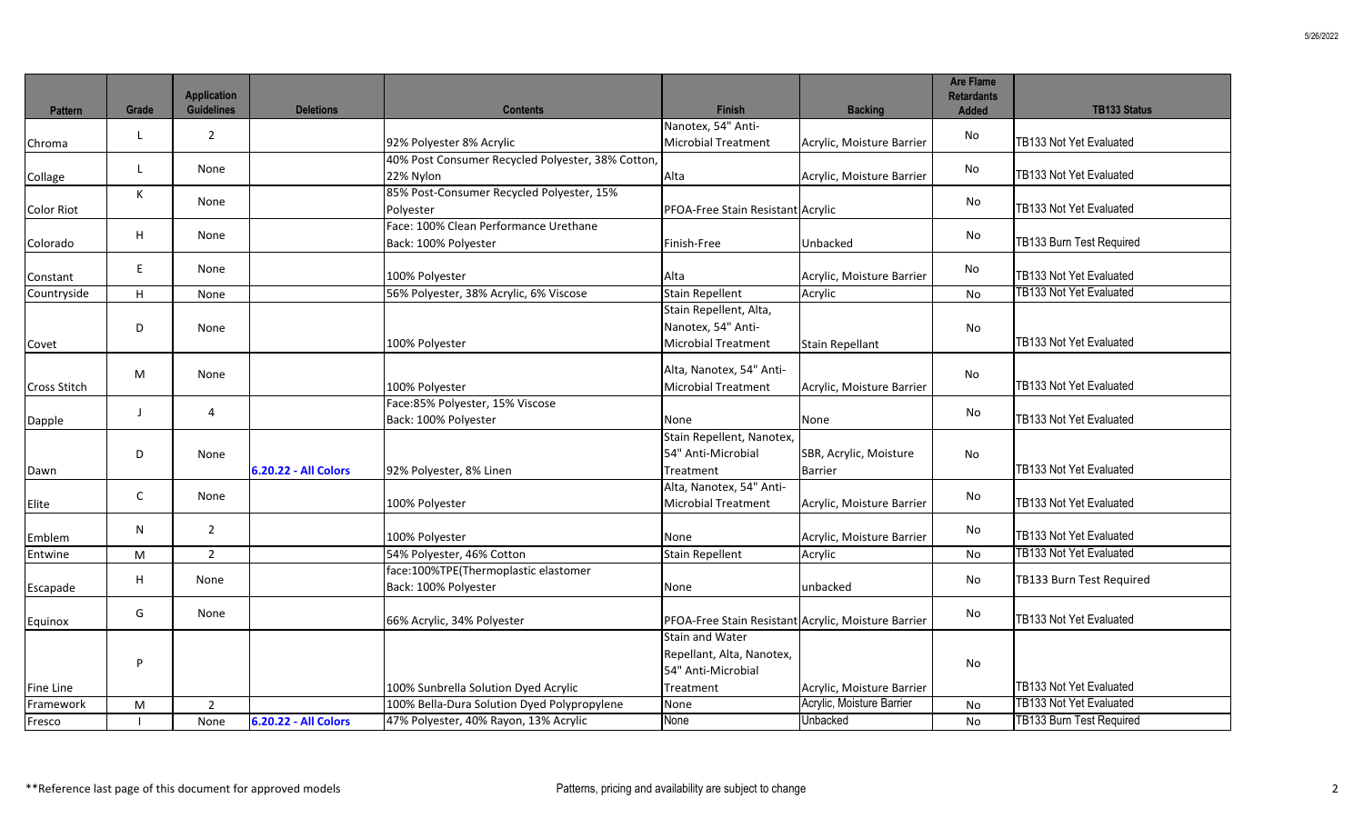| Pattern | Grade | Application Guidelines | Deletions | Contents | Finish | Backing | Are Flame Retardants Added | TB133 Status |
|---|---|---|---|---|---|---|---|---|
| Chroma | L | 2 | | 92% Polyester 8% Acrylic | Nanotex, 54" Anti-Microbial Treatment | Acrylic, Moisture Barrier | No | TB133 Not Yet Evaluated |
| Collage | L | None | | 40% Post Consumer Recycled Polyester, 38% Cotton, 22% Nylon | Alta | Acrylic, Moisture Barrier | No | TB133 Not Yet Evaluated |
| Color Riot | K | None | | 85% Post-Consumer Recycled Polyester, 15% Polyester | PFOA-Free Stain Resistant | Acrylic | No | TB133 Not Yet Evaluated |
| Colorado | H | None | | Face: 100% Clean Performance Urethane Back: 100% Polyester | Finish-Free | Unbacked | No | TB133 Burn Test Required |
| Constant | E | None | | 100% Polyester | Alta | Acrylic, Moisture Barrier | No | TB133 Not Yet Evaluated |
| Countryside | H | None | | 56% Polyester, 38% Acrylic, 6% Viscose | Stain Repellent | Acrylic | No | TB133 Not Yet Evaluated |
| Covet | D | None | | 100% Polyester | Stain Repellent, Alta, Nanotex, 54" Anti-Microbial Treatment | Stain Repellant | No | TB133 Not Yet Evaluated |
| Cross Stitch | M | None | | 100% Polyester | Alta, Nanotex, 54" Anti-Microbial Treatment | Acrylic, Moisture Barrier | No | TB133 Not Yet Evaluated |
| Dapple | J | 4 | | Face:85% Polyester, 15% Viscose Back: 100% Polyester | None | None | No | TB133 Not Yet Evaluated |
| Dawn | D | None | **6.20.22 - All Colors** | 92% Polyester, 8% Linen | Stain Repellent, Nanotex, 54" Anti-Microbial Treatment | SBR, Acrylic, Moisture Barrier | No | TB133 Not Yet Evaluated |
| Elite | C | None | | 100% Polyester | Alta, Nanotex, 54" Anti-Microbial Treatment | Acrylic, Moisture Barrier | No | TB133 Not Yet Evaluated |
| Emblem | N | 2 | | 100% Polyester | None | Acrylic, Moisture Barrier | No | TB133 Not Yet Evaluated |
| Entwine | M | 2 | | 54% Polyester, 46% Cotton | Stain Repellent | Acrylic | No | TB133 Not Yet Evaluated |
| Escapade | H | None | | face:100%TPE(Thermoplastic elastomer Back: 100% Polyester | None | unbacked | No | TB133 Burn Test Required |
| Equinox | G | None | | 66% Acrylic, 34% Polyester | PFOA-Free Stain Resistant | Acrylic, Moisture Barrier | No | TB133 Not Yet Evaluated |
| Fine Line | P | | | 100% Sunbrella Solution Dyed Acrylic | Stain and Water Repellant, Alta, Nanotex, 54" Anti-Microbial Treatment | Acrylic, Moisture Barrier | No | TB133 Not Yet Evaluated |
| Framework | M | 2 | | 100% Bella-Dura Solution Dyed Polypropylene | None | Acrylic, Moisture Barrier | No | TB133 Not Yet Evaluated |
| Fresco | I | None | **6.20.22 - All Colors** | 47% Polyester, 40% Rayon, 13% Acrylic | None | Unbacked | No | TB133 Burn Test Required |

**Reference last page of this document for approved models

Patterns, pricing and availability are subject to change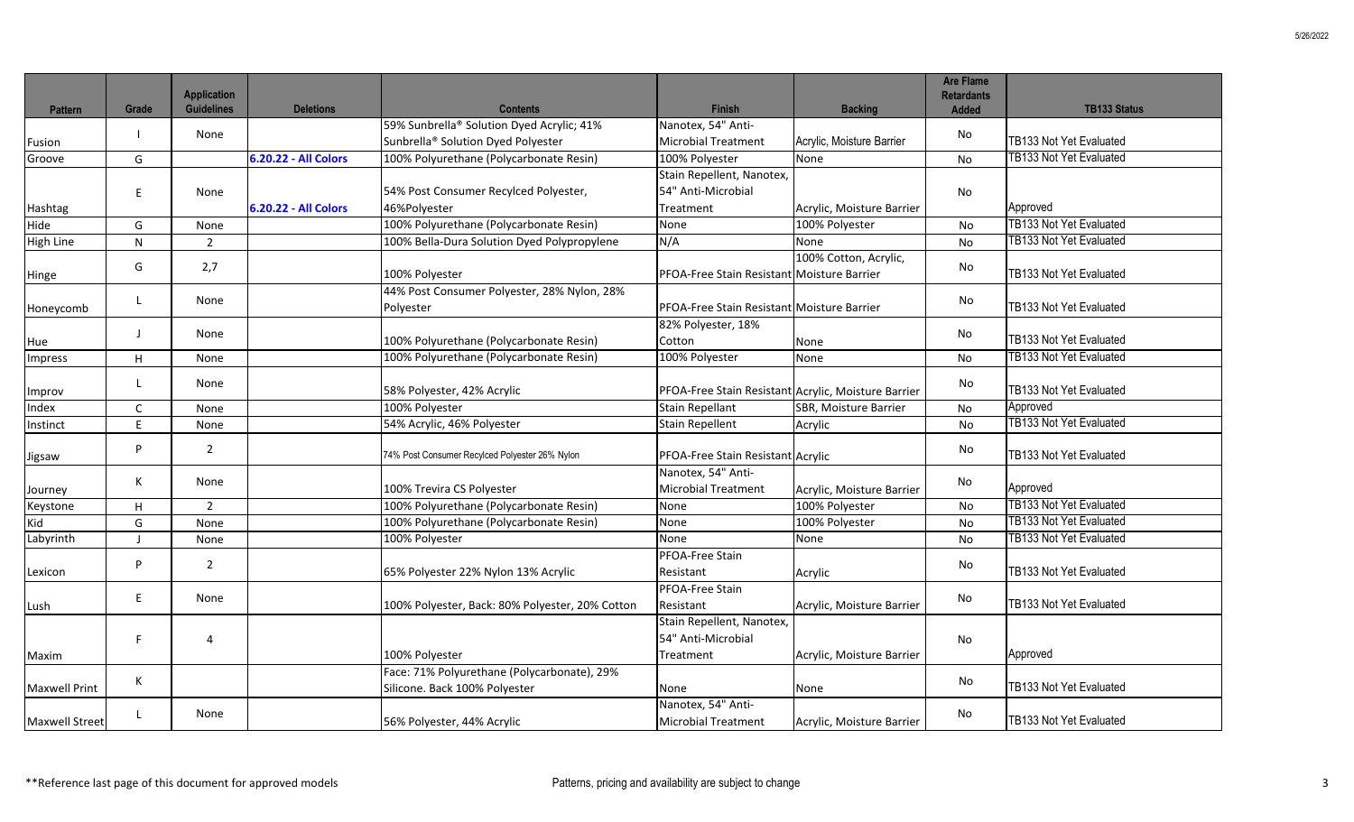| Pattern | Grade | Application Guidelines | Deletions | Contents | Finish | Backing | Are Flame Retardants Added | TB133 Status |
|---|---|---|---|---|---|---|---|---|
| Fusion | I | None | | 59% Sunbrella® Solution Dyed Acrylic; 41% Sunbrella® Solution Dyed Polyester | Nanotex, 54" Anti-Microbial Treatment | Acrylic, Moisture Barrier | No | TB133 Not Yet Evaluated |
| Groove | G | | **6.20.22 - All Colors** | 100% Polyurethane (Polycarbonate Resin) | 100% Polyester | None | No | TB133 Not Yet Evaluated |
| Hashtag | E | None | **6.20.22 - All Colors** | 54% Post Consumer Recylced Polyester, 46%Polyester | Stain Repellent, Nanotex, 54" Anti-Microbial Treatment | Acrylic, Moisture Barrier | No | Approved |
| Hide | G | None | | 100% Polyurethane (Polycarbonate Resin) | None | 100% Polyester | No | TB133 Not Yet Evaluated |
| High Line | N | 2 | | 100% Bella-Dura Solution Dyed Polypropylene | N/A | None | No | TB133 Not Yet Evaluated |
| Hinge | G | 2,7 | | 100% Polyester | PFOA-Free Stain Resistant | 100% Cotton, Acrylic, Moisture Barrier | No | TB133 Not Yet Evaluated |
| Honeycomb | L | None | | 44% Post Consumer Polyester, 28% Nylon, 28% Polyester | PFOA-Free Stain Resistant | Moisture Barrier | No | TB133 Not Yet Evaluated |
| Hue | J | None | | 100% Polyurethane (Polycarbonate Resin) | 82% Polyester, 18% Cotton | None | No | TB133 Not Yet Evaluated |
| Impress | H | None | | 100% Polyurethane (Polycarbonate Resin) | 100% Polyester | None | No | TB133 Not Yet Evaluated |
| Improv | L | None | | 58% Polyester, 42% Acrylic | PFOA-Free Stain Resistant | Acrylic, Moisture Barrier | No | TB133 Not Yet Evaluated |
| Index | C | None | | 100% Polyester | Stain Repellant | SBR, Moisture Barrier | No | Approved |
| Instinct | E | None | | 54% Acrylic, 46% Polyester | Stain Repellent | Acrylic | No | TB133 Not Yet Evaluated |
| Jigsaw | P | 2 | | 74% Post Consumer Recylced Polyester 26% Nylon | PFOA-Free Stain Resistant | Acrylic | No | TB133 Not Yet Evaluated |
| Journey | K | None | | 100% Trevira CS Polyester | Nanotex, 54" Anti-Microbial Treatment | Acrylic, Moisture Barrier | No | Approved |
| Keystone | H | 2 | | 100% Polyurethane (Polycarbonate Resin) | None | 100% Polyester | No | TB133 Not Yet Evaluated |
| Kid | G | None | | 100% Polyurethane (Polycarbonate Resin) | None | 100% Polyester | No | TB133 Not Yet Evaluated |
| Labyrinth | J | None | | 100% Polyester | None | None | No | TB133 Not Yet Evaluated |
| Lexicon | P | 2 | | 65% Polyester 22% Nylon 13% Acrylic | PFOA-Free Stain Resistant | Acrylic | No | TB133 Not Yet Evaluated |
| Lush | E | None | | 100% Polyester, Back: 80% Polyester, 20% Cotton | PFOA-Free Stain Resistant | Acrylic, Moisture Barrier | No | TB133 Not Yet Evaluated |
| Maxim | F | 4 | | 100% Polyester | Stain Repellent, Nanotex, 54" Anti-Microbial Treatment | Acrylic, Moisture Barrier | No | Approved |
| Maxwell Print | K | | | Face: 71% Polyurethane (Polycarbonate), 29% Silicone. Back 100% Polyester | None | None | No | TB133 Not Yet Evaluated |
| Maxwell Street | L | None | | 56% Polyester, 44% Acrylic | Nanotex, 54" Anti-Microbial Treatment | Acrylic, Moisture Barrier | No | TB133 Not Yet Evaluated |

**Reference last page of this document for approved models

Patterns, pricing and availability are subject to change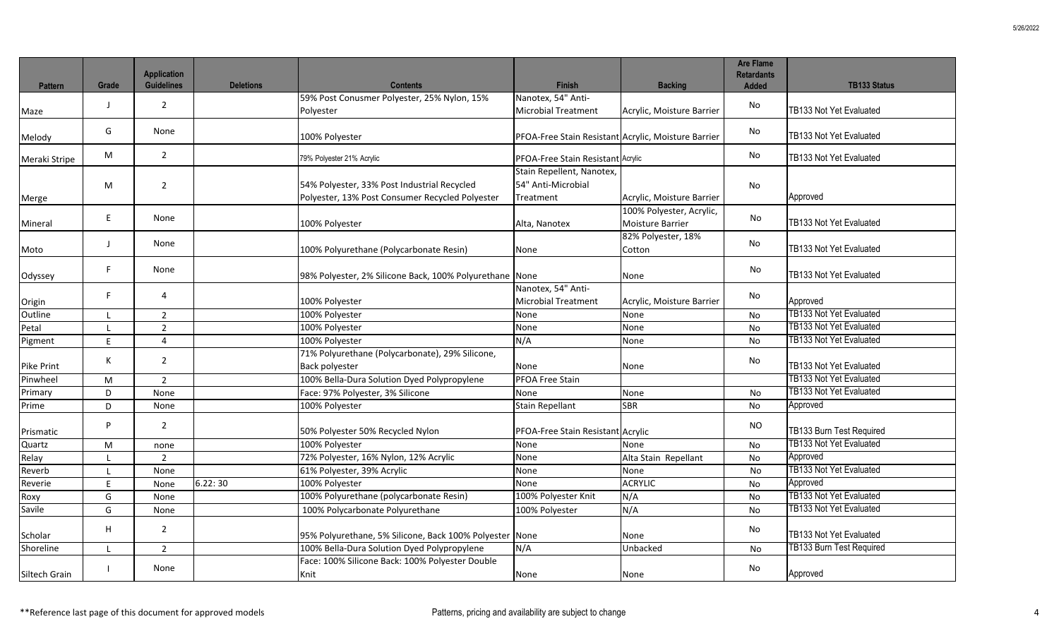| Pattern | Grade | Application Guidelines | Deletions | Contents | Finish | Backing | Are Flame Retardants Added | TB133 Status |
|---|---|---|---|---|---|---|---|---|
| Maze | J | 2 | | 59% Post Conusmer Polyester, 25% Nylon, 15% Polyester | Nanotex, 54" Anti-Microbial Treatment | Acrylic, Moisture Barrier | No | TB133 Not Yet Evaluated |
| Melody | G | None | | 100% Polyester | PFOA-Free Stain Resistant | Acrylic, Moisture Barrier | No | TB133 Not Yet Evaluated |
| Meraki Stripe | M | 2 | | 79% Polyester 21% Acrylic | PFOA-Free Stain Resistant | Acrylic | No | TB133 Not Yet Evaluated |
| Merge | M | 2 | | 54% Polyester, 33% Post Industrial Recycled Polyester, 13% Post Consumer Recycled Polyester | Stain Repellent, Nanotex, 54" Anti-Microbial Treatment | Acrylic, Moisture Barrier | No | Approved |
| Mineral | E | None | | 100% Polyester | Alta, Nanotex | 100% Polyester, Acrylic, Moisture Barrier | No | TB133 Not Yet Evaluated |
| Moto | J | None | | 100% Polyurethane (Polycarbonate Resin) | None | 82% Polyester, 18% Cotton | No | TB133 Not Yet Evaluated |
| Odyssey | F | None | | 98% Polyester, 2% Silicone Back, 100% Polyurethane | None | None | No | TB133 Not Yet Evaluated |
| Origin | F | 4 | | 100% Polyester | Nanotex, 54" Anti-Microbial Treatment | Acrylic, Moisture Barrier | No | Approved |
| Outline | L | 2 | | 100% Polyester | None | None | No | TB133 Not Yet Evaluated |
| Petal | L | 2 | | 100% Polyester | None | None | No | TB133 Not Yet Evaluated |
| Pigment | E | 4 | | 100% Polyester | N/A | None | No | TB133 Not Yet Evaluated |
| Pike Print | K | 2 | | 71% Polyurethane (Polycarbonate), 29% Silicone, Back polyester | None | None | No | TB133 Not Yet Evaluated |
| Pinwheel | M | 2 | | 100% Bella-Dura Solution Dyed Polypropylene | PFOA Free Stain | | | TB133 Not Yet Evaluated |
| Primary | D | None | | Face: 97% Polyester, 3% Silicone | None | None | No | TB133 Not Yet Evaluated |
| Prime | D | None | | 100% Polyester | Stain Repellant | SBR | No | Approved |
| Prismatic | P | 2 | | 50% Polyester 50% Recycled Nylon | PFOA-Free Stain Resistant | Acrylic | NO | TB133 Burn Test Required |
| Quartz | M | none | | 100% Polyester | None | None | No | TB133 Not Yet Evaluated |
| Relay | L | 2 | | 72% Polyester, 16% Nylon, 12% Acrylic | None | Alta Stain Repellant | No | Approved |
| Reverb | L | None | | 61% Polyester, 39% Acrylic | None | None | No | TB133 Not Yet Evaluated |
| Reverie | E | None | 6.22: 30 | 100% Polyester | None | ACRYLIC | No | Approved |
| Roxy | G | None | | 100% Polyurethane (polycarbonate Resin) | 100% Polyester Knit | N/A | No | TB133 Not Yet Evaluated |
| Savile | G | None | | 100% Polycarbonate Polyurethane | 100% Polyester | N/A | No | TB133 Not Yet Evaluated |
| Scholar | H | 2 | | 95% Polyurethane, 5% Silicone, Back 100% Polyester | None | None | No | TB133 Not Yet Evaluated |
| Shoreline | L | 2 | | 100% Bella-Dura Solution Dyed Polypropylene | N/A | Unbacked | No | TB133 Burn Test Required |
| Siltech Grain | I | None | | Face: 100% Silicone Back: 100% Polyester Double Knit | None | None | No | Approved |

**Reference last page of this document for approved models

Patterns, pricing and availability are subject to change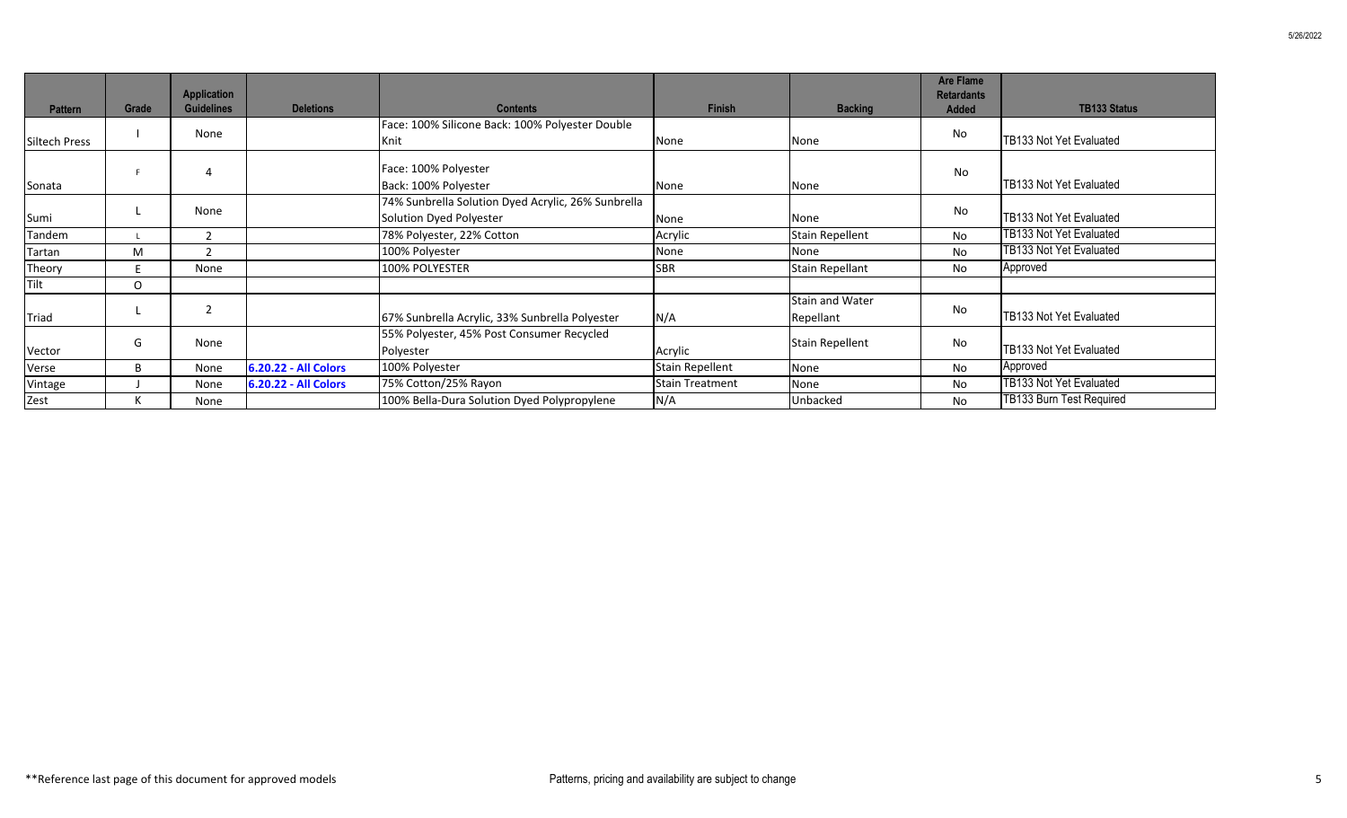| Pattern | Grade | Application Guidelines | Deletions | Contents | Finish | Backing | Are Flame Retardants Added | TB133 Status |
|---|---|---|---|---|---|---|---|---|
| Siltech Press | I | None | | Face: 100% Silicone Back: 100% Polyester Double Knit | None | None | No | TB133 Not Yet Evaluated |
| Sonata | F | 4 | | Face: 100% Polyester Back: 100% Polyester | None | None | No | TB133 Not Yet Evaluated |
| Sumi | L | None | | 74% Sunbrella Solution Dyed Acrylic, 26% Sunbrella Solution Dyed Polyester | None | None | No | TB133 Not Yet Evaluated |
| Tandem | L | 2 | | 78% Polyester, 22% Cotton | Acrylic | Stain Repellent | No | TB133 Not Yet Evaluated |
| Tartan | M | 2 | | 100% Polyester | None | None | No | TB133 Not Yet Evaluated |
| Theory | E | None | | 100% POLYESTER | SBR | Stain Repellant | No | Approved |
| Tilt | O | | | | | | | |
| Triad | L | 2 | | 67% Sunbrella Acrylic, 33% Sunbrella Polyester | N/A | Stain and Water Repellant | No | TB133 Not Yet Evaluated |
| Vector | G | None | | 55% Polyester, 45% Post Consumer Recycled Polyester | Acrylic | Stain Repellent | No | TB133 Not Yet Evaluated |
| Verse | B | None | **6.20.22 - All Colors** | 100% Polyester | Stain Repellent | None | No | Approved |
| Vintage | J | None | **6.20.22 - All Colors** | 75% Cotton/25% Rayon | Stain Treatment | None | No | TB133 Not Yet Evaluated |
| Zest | K | None | | 100% Bella-Dura Solution Dyed Polypropylene | N/A | Unbacked | No | TB133 Burn Test Required |

**Reference last page of this document for approved models

Patterns, pricing and availability are subject to change